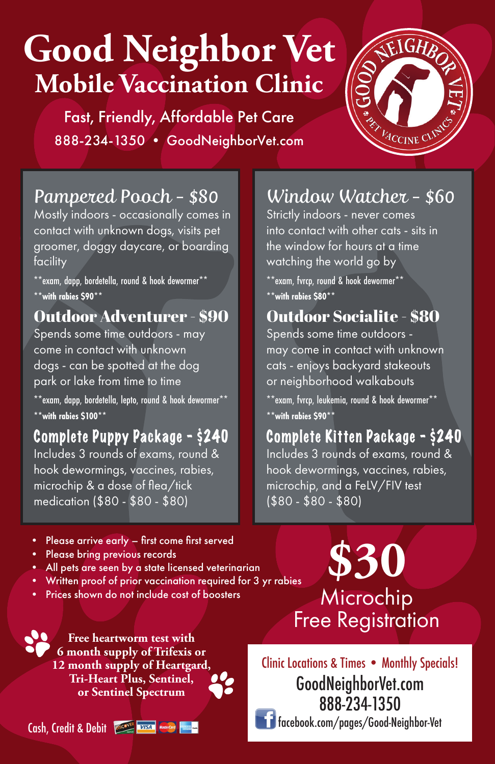# Good Neighbor Vet

## Mobile Vaccination Clinic

Fast, Friendly, Affordable Pet Care

888-234-1350 • GoodNeighborVet.com

GOOD NEIGHBOR VET • PET VACCINE CLINICS •

### Pampered Pooch – $80

Mostly indoors - occasionally comes in contact with unknown dogs, visits pet groomer, doggy daycare, or boarding facility

**exam, dapp, bordetella, round & hook dewormer**

**with rabies $90**

### Outdoor Adventurer - $90

Spends some time outdoors - may come in contact with unknown dogs - can be spotted at the dog park or lake from time to time

**exam, dapp, bordetella, lepto, round & hook dewormer**

**with rabies $100**

### Complete Puppy Package – $240

Includes 3 rounds of exams, round & hook dewormings, vaccines, rabies, microchip & a dose of flea/tick medication ($80 - $80 - $80)

### Window Watcher – $60

Strictly indoors - never comes into contact with other cats - sits in the window for hours at a time watching the world go by

**exam, fvrcp, round & hook dewormer**

**with rabies $80**

### Outdoor Socialite - $80

Spends some time outdoors - may come in contact with unknown cats - enjoys backyard stakeouts or neighborhood walkabouts

**exam, fvrcp, leukemia, round & hook dewormer**

**with rabies $90**

### Complete Kitten Package – $240

Includes 3 rounds of exams, round & hook dewormings, vaccines, rabies, microchip, and a FeLV/FIV test ($80 - $80 - $80)

- Please arrive early – first come first served
- Please bring previous records
- All pets are seen by a state licensed veterinarian
- Written proof of prior vaccination required for 3 yr rabies
- Prices shown do not include cost of boosters

**$30**
Microchip
Free Registration

**Free heartworm test with 6 month supply of Trifexis or 12 month supply of Heartgard, Tri-Heart Plus, Sentinel, or Sentinel Spectrum**

Clinic Locations & Times • Monthly Specials!

GoodNeighborVet.com

888-234-1350

facebook.com/pages/Good-Neighbor-Vet

Cash, Credit & Debit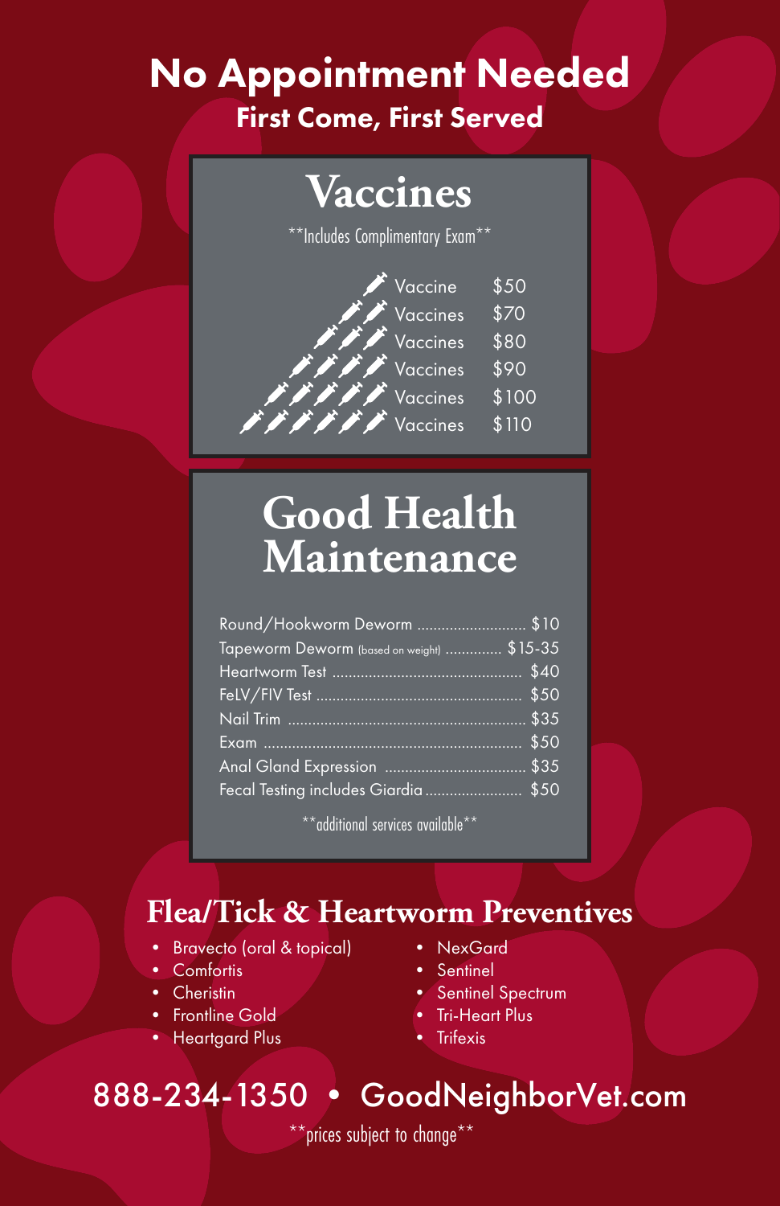# No Appointment Needed

**First Come, First Served**

## Vaccines

**Includes Complimentary Exam**

| | | |
|---|---|---|
| 1 | Vaccine | $50 |
| 2 | Vaccines | $70 |
| 3 | Vaccines | $80 |
| 4 | Vaccines | $90 |
| 5 | Vaccines | $100 |
| 6 | Vaccines | $110 |

## Good Health Maintenance

| | |
|---|---|
| Round/Hookworm Deworm | $10 |
| Tapeworm Deworm (based on weight) | $15-35 |
| Heartworm Test | $40 |
| FeLV/FIV Test | $50 |
| Nail Trim | $35 |
| Exam | $50 |
| Anal Gland Expression | $35 |
| Fecal Testing includes Giardia | $50 |

**additional services available**

## Flea/Tick & Heartworm Preventives

- Bravecto (oral & topical)
- Comfortis
- Cheristin
- Frontline Gold
- Heartgard Plus
- NexGard
- Sentinel
- Sentinel Spectrum
- Tri-Heart Plus
- Trifexis

888-234-1350 • GoodNeighborVet.com

**prices subject to change**